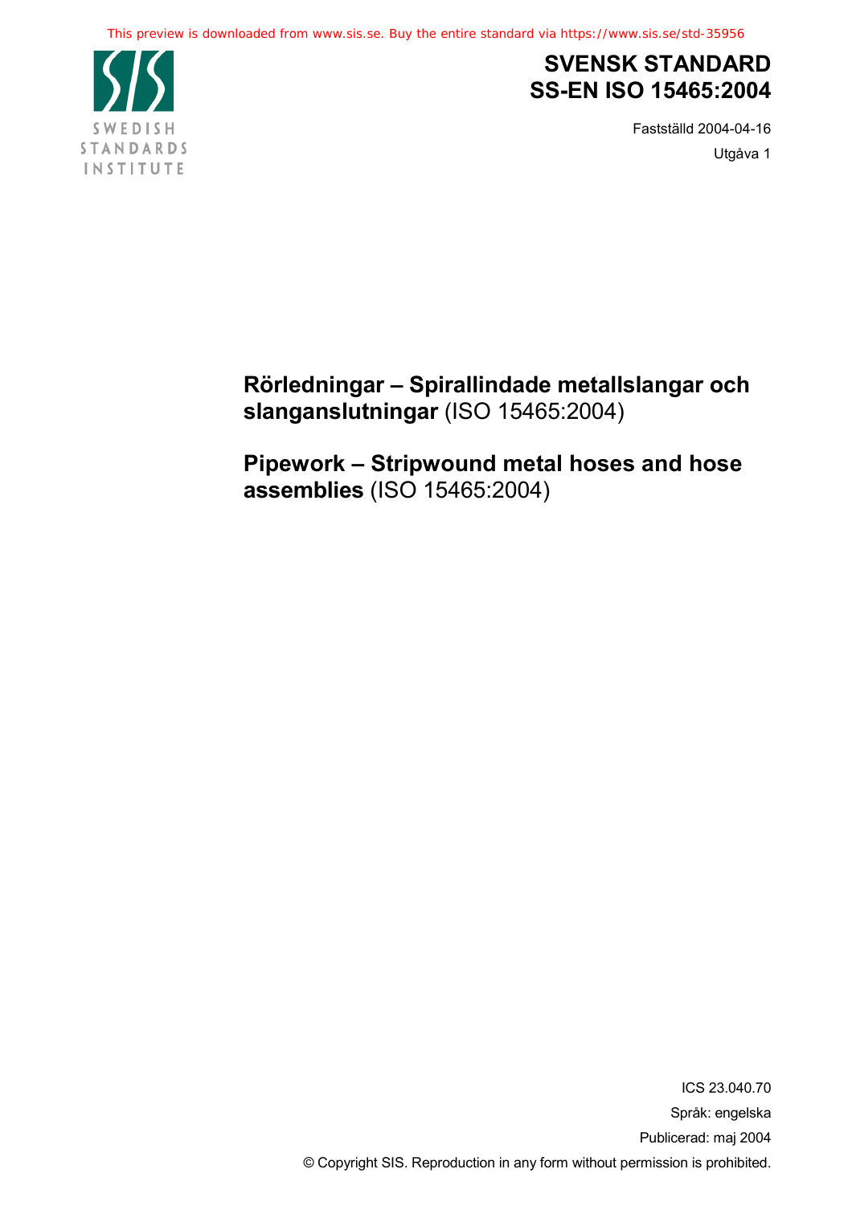This preview is downloaded from www.sis.se. Buy the entire standard via https://www.sis.se/std-35956

SWEDISH STANDARDS INSTITUTE

# SVENSK STANDARD SS-EN ISO 15465:2004

Fastställd 2004-04-16

Utgåva 1

## **Rörledningar – Spirallindade metallslangar och slanganslutningar** (ISO 15465:2004)

## **Pipework – Stripwound metal hoses and hose assemblies** (ISO 15465:2004)

ICS 23.040.70

Språk: engelska

Publicerad: maj 2004

© Copyright SIS. Reproduction in any form without permission is prohibited.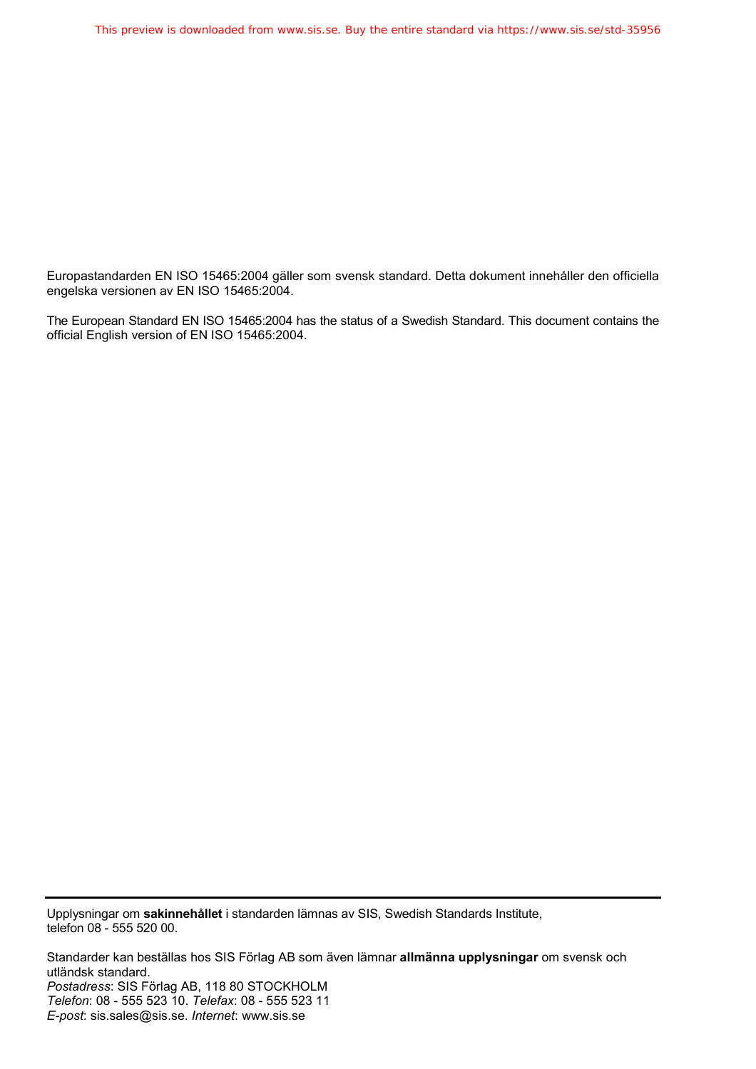Europastandarden EN ISO 15465:2004 gäller som svensk standard. Detta dokument innehåller den officiella engelska versionen av EN ISO 15465:2004.

The European Standard EN ISO 15465:2004 has the status of a Swedish Standard. This document contains the official English version of EN ISO 15465:2004.

---

Upplysningar om **sakinnehållet** i standarden lämnas av SIS, Swedish Standards Institute, telefon 08 - 555 520 00.

Standarder kan beställas hos SIS Förlag AB som även lämnar **allmänna upplysningar** om svensk och utländsk standard.
*Postadress*: SIS Förlag AB, 118 80 STOCKHOLM
*Telefon*: 08 - 555 523 10. *Telefax*: 08 - 555 523 11
*E-post*: sis.sales@sis.se. *Internet*: www.sis.se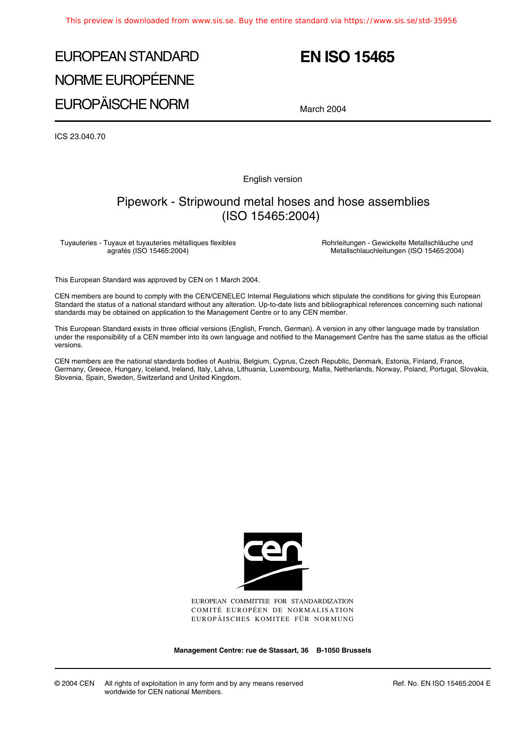# EUROPEAN STANDARD
# NORME EUROPÉENNE
# EUROPÄISCHE NORM

# EN ISO 15465

March 2004

ICS 23.040.70

English version

## Pipework - Stripwound metal hoses and hose assemblies (ISO 15465:2004)

Tuyauteries - Tuyaux et tuyauteries métalliques flexibles agrafés (ISO 15465:2004)

Rohrleitungen - Gewickelte Metallschläuche und Metallschlauchleitungen (ISO 15465:2004)

This European Standard was approved by CEN on 1 March 2004.

CEN members are bound to comply with the CEN/CENELEC Internal Regulations which stipulate the conditions for giving this European Standard the status of a national standard without any alteration. Up-to-date lists and bibliographical references concerning such national standards may be obtained on application to the Management Centre or to any CEN member.

This European Standard exists in three official versions (English, French, German). A version in any other language made by translation under the responsibility of a CEN member into its own language and notified to the Management Centre has the same status as the official versions.

CEN members are the national standards bodies of Austria, Belgium, Cyprus, Czech Republic, Denmark, Estonia, Finland, France, Germany, Greece, Hungary, Iceland, Ireland, Italy, Latvia, Lithuania, Luxembourg, Malta, Netherlands, Norway, Poland, Portugal, Slovakia, Slovenia, Spain, Sweden, Switzerland and United Kingdom.

EUROPEAN COMMITTEE FOR STANDARDIZATION
COMITÉ EUROPÉEN DE NORMALISATION
EUROPÄISCHES KOMITEE FÜR NORMUNG

**Management Centre: rue de Stassart, 36 B-1050 Brussels**

© 2004 CEN All rights of exploitation in any form and by any means reserved worldwide for CEN national Members.

Ref. No. EN ISO 15465:2004 E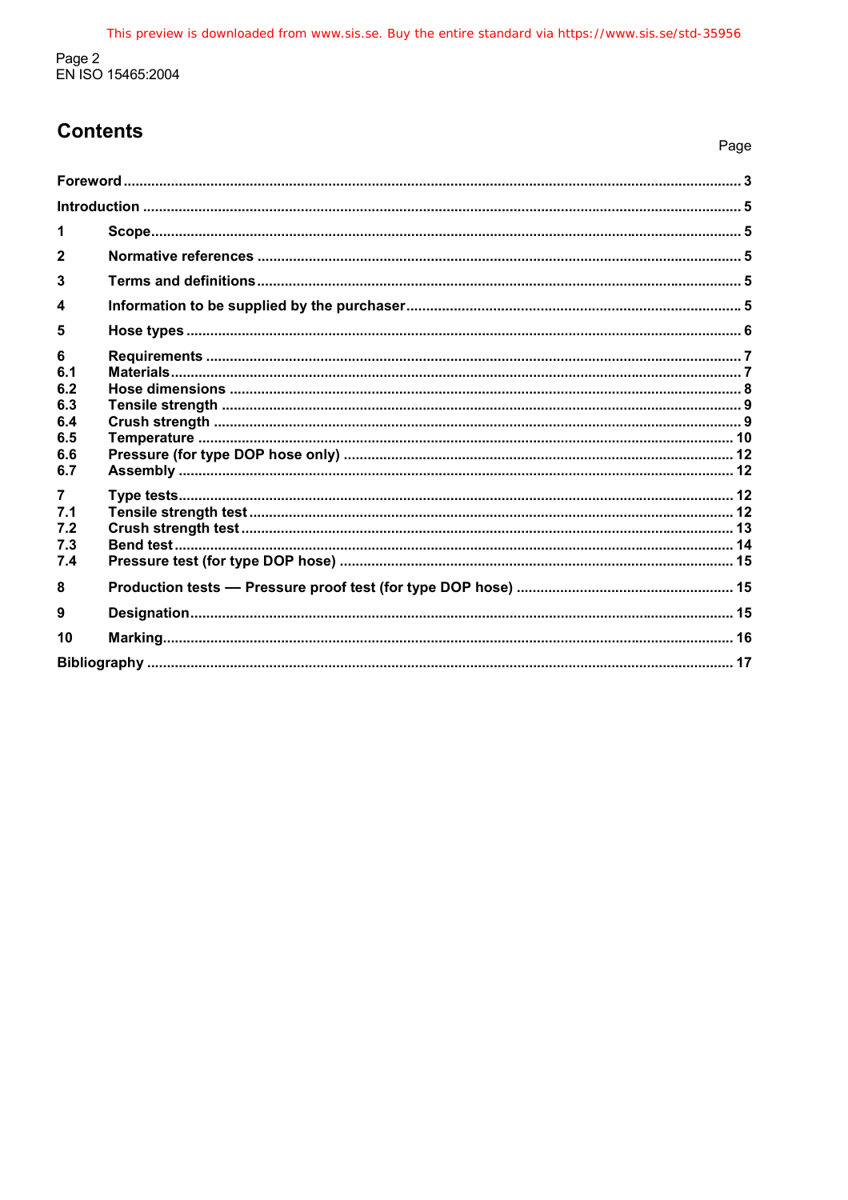# Contents

| | | Page |
|---|---|---|
| **Foreword** | | **3** |
| **Introduction** | | **5** |
| **1** | **Scope** | **5** |
| **2** | **Normative references** | **5** |
| **3** | **Terms and definitions** | **5** |
| **4** | **Information to be supplied by the purchaser** | **5** |
| **5** | **Hose types** | **6** |
| **6** | **Requirements** | **7** |
| **6.1** | **Materials** | **7** |
| **6.2** | **Hose dimensions** | **8** |
| **6.3** | **Tensile strength** | **9** |
| **6.4** | **Crush strength** | **9** |
| **6.5** | **Temperature** | **10** |
| **6.6** | **Pressure (for type DOP hose only)** | **12** |
| **6.7** | **Assembly** | **12** |
| **7** | **Type tests** | **12** |
| **7.1** | **Tensile strength test** | **12** |
| **7.2** | **Crush strength test** | **13** |
| **7.3** | **Bend test** | **14** |
| **7.4** | **Pressure test (for type DOP hose)** | **15** |
| **8** | **Production tests — Pressure proof test (for type DOP hose)** | **15** |
| **9** | **Designation** | **15** |
| **10** | **Marking** | **16** |
| **Bibliography** | | **17** |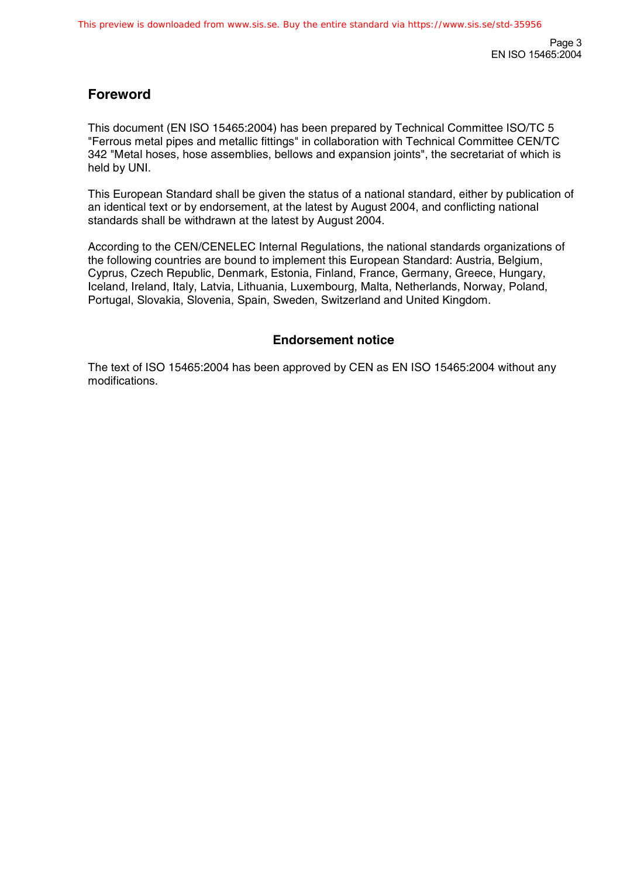## Foreword

This document (EN ISO 15465:2004) has been prepared by Technical Committee ISO/TC 5 "Ferrous metal pipes and metallic fittings" in collaboration with Technical Committee CEN/TC 342 "Metal hoses, hose assemblies, bellows and expansion joints", the secretariat of which is held by UNI.

This European Standard shall be given the status of a national standard, either by publication of an identical text or by endorsement, at the latest by August 2004, and conflicting national standards shall be withdrawn at the latest by August 2004.

According to the CEN/CENELEC Internal Regulations, the national standards organizations of the following countries are bound to implement this European Standard: Austria, Belgium, Cyprus, Czech Republic, Denmark, Estonia, Finland, France, Germany, Greece, Hungary, Iceland, Ireland, Italy, Latvia, Lithuania, Luxembourg, Malta, Netherlands, Norway, Poland, Portugal, Slovakia, Slovenia, Spain, Sweden, Switzerland and United Kingdom.

### Endorsement notice

The text of ISO 15465:2004 has been approved by CEN as EN ISO 15465:2004 without any modifications.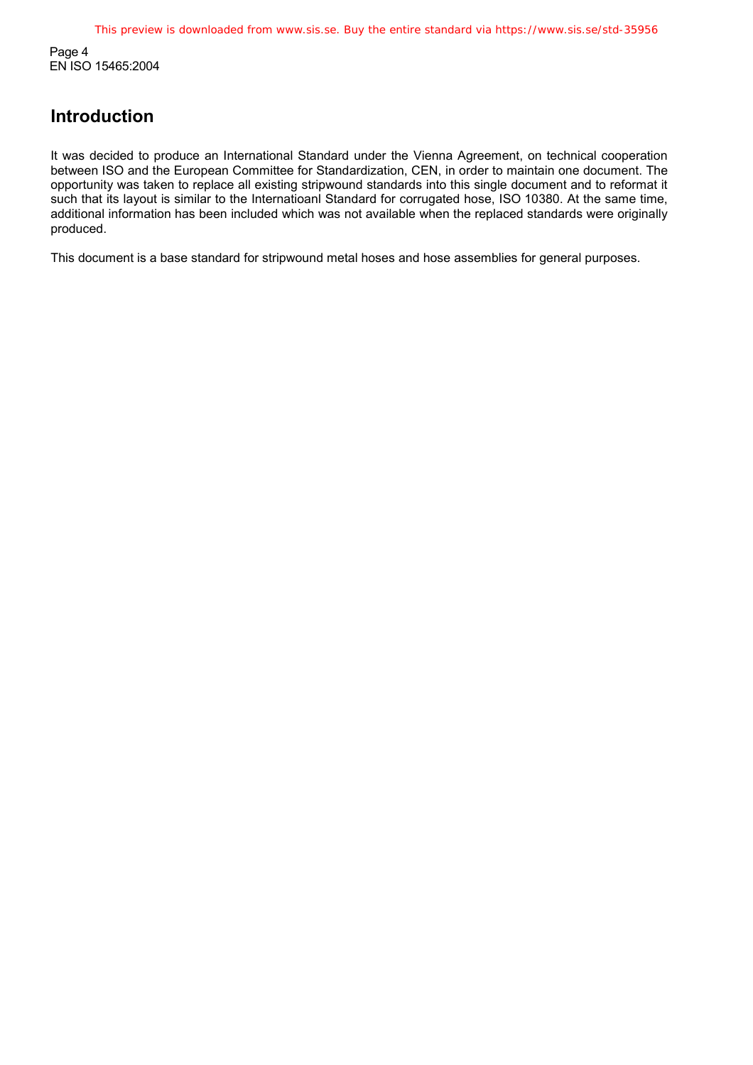# Introduction

It was decided to produce an International Standard under the Vienna Agreement, on technical cooperation between ISO and the European Committee for Standardization, CEN, in order to maintain one document. The opportunity was taken to replace all existing stripwound standards into this single document and to reformat it such that its layout is similar to the Internatioanl Standard for corrugated hose, ISO 10380. At the same time, additional information has been included which was not available when the replaced standards were originally produced.

This document is a base standard for stripwound metal hoses and hose assemblies for general purposes.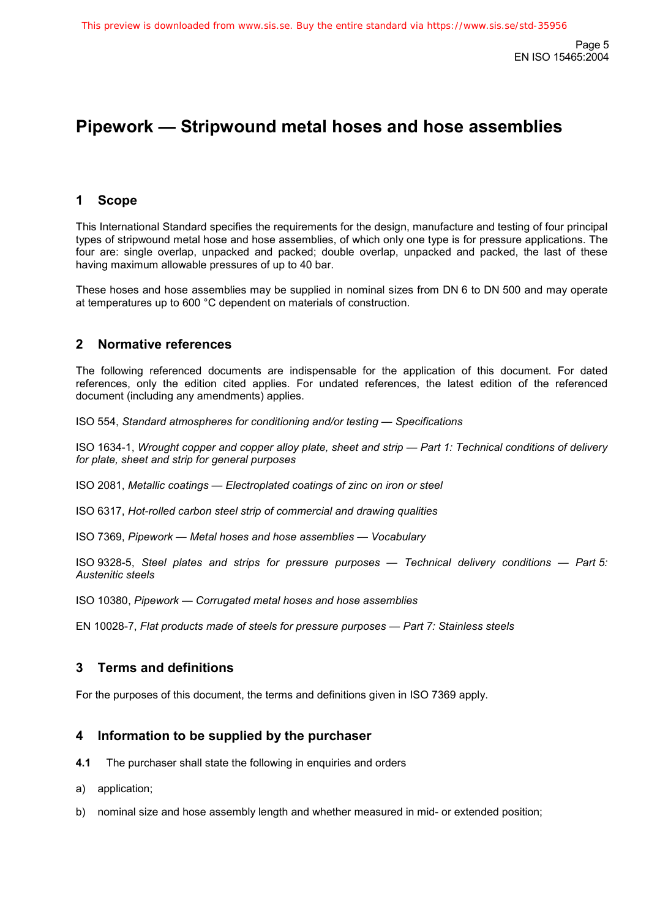# Pipework — Stripwound metal hoses and hose assemblies

## 1 Scope

This International Standard specifies the requirements for the design, manufacture and testing of four principal types of stripwound metal hose and hose assemblies, of which only one type is for pressure applications. The four are: single overlap, unpacked and packed; double overlap, unpacked and packed, the last of these having maximum allowable pressures of up to 40 bar.

These hoses and hose assemblies may be supplied in nominal sizes from DN 6 to DN 500 and may operate at temperatures up to 600 °C dependent on materials of construction.

## 2 Normative references

The following referenced documents are indispensable for the application of this document. For dated references, only the edition cited applies. For undated references, the latest edition of the referenced document (including any amendments) applies.

ISO 554, *Standard atmospheres for conditioning and/or testing — Specifications*

ISO 1634-1, *Wrought copper and copper alloy plate, sheet and strip — Part 1: Technical conditions of delivery for plate, sheet and strip for general purposes*

ISO 2081, *Metallic coatings — Electroplated coatings of zinc on iron or steel*

ISO 6317, *Hot-rolled carbon steel strip of commercial and drawing qualities*

ISO 7369, *Pipework — Metal hoses and hose assemblies — Vocabulary*

ISO 9328-5, *Steel plates and strips for pressure purposes — Technical delivery conditions — Part 5: Austenitic steels*

ISO 10380, *Pipework — Corrugated metal hoses and hose assemblies*

EN 10028-7, *Flat products made of steels for pressure purposes — Part 7: Stainless steels*

## 3 Terms and definitions

For the purposes of this document, the terms and definitions given in ISO 7369 apply.

## 4 Information to be supplied by the purchaser

**4.1** The purchaser shall state the following in enquiries and orders

a) application;

b) nominal size and hose assembly length and whether measured in mid- or extended position;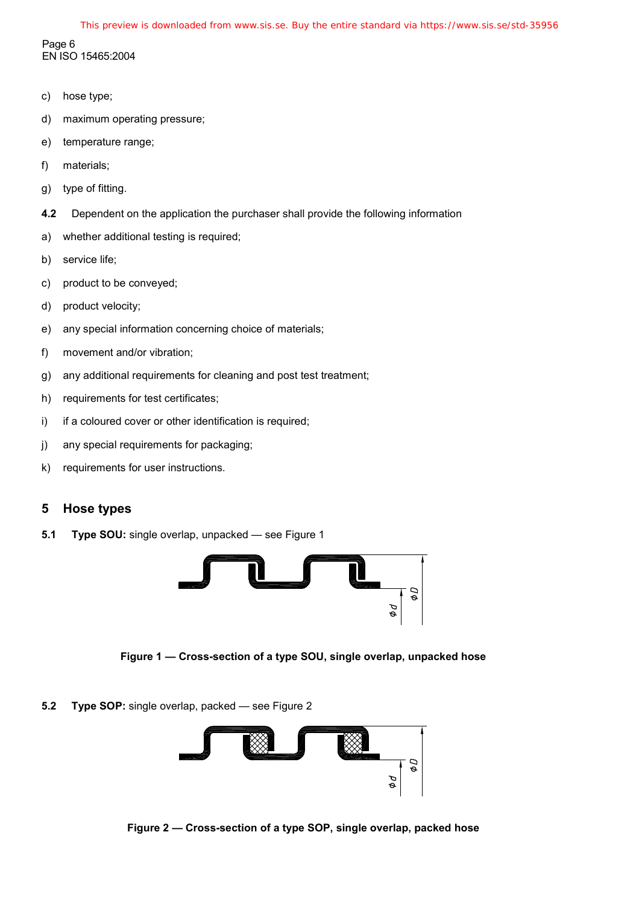c) hose type;

d) maximum operating pressure;

e) temperature range;

f) materials;

g) type of fitting.

**4.2** Dependent on the application the purchaser shall provide the following information

a) whether additional testing is required;

b) service life;

c) product to be conveyed;

d) product velocity;

e) any special information concerning choice of materials;

f) movement and/or vibration;

g) any additional requirements for cleaning and post test treatment;

h) requirements for test certificates;

i) if a coloured cover or other identification is required;

j) any special requirements for packaging;

k) requirements for user instructions.

## 5 Hose types

**5.1** **Type SOU:** single overlap, unpacked — see Figure 1

ϕd

ϕD

**Figure 1 — Cross-section of a type SOU, single overlap, unpacked hose**

**5.2** **Type SOP:** single overlap, packed — see Figure 2

ϕd

ϕD

**Figure 2 — Cross-section of a type SOP, single overlap, packed hose**